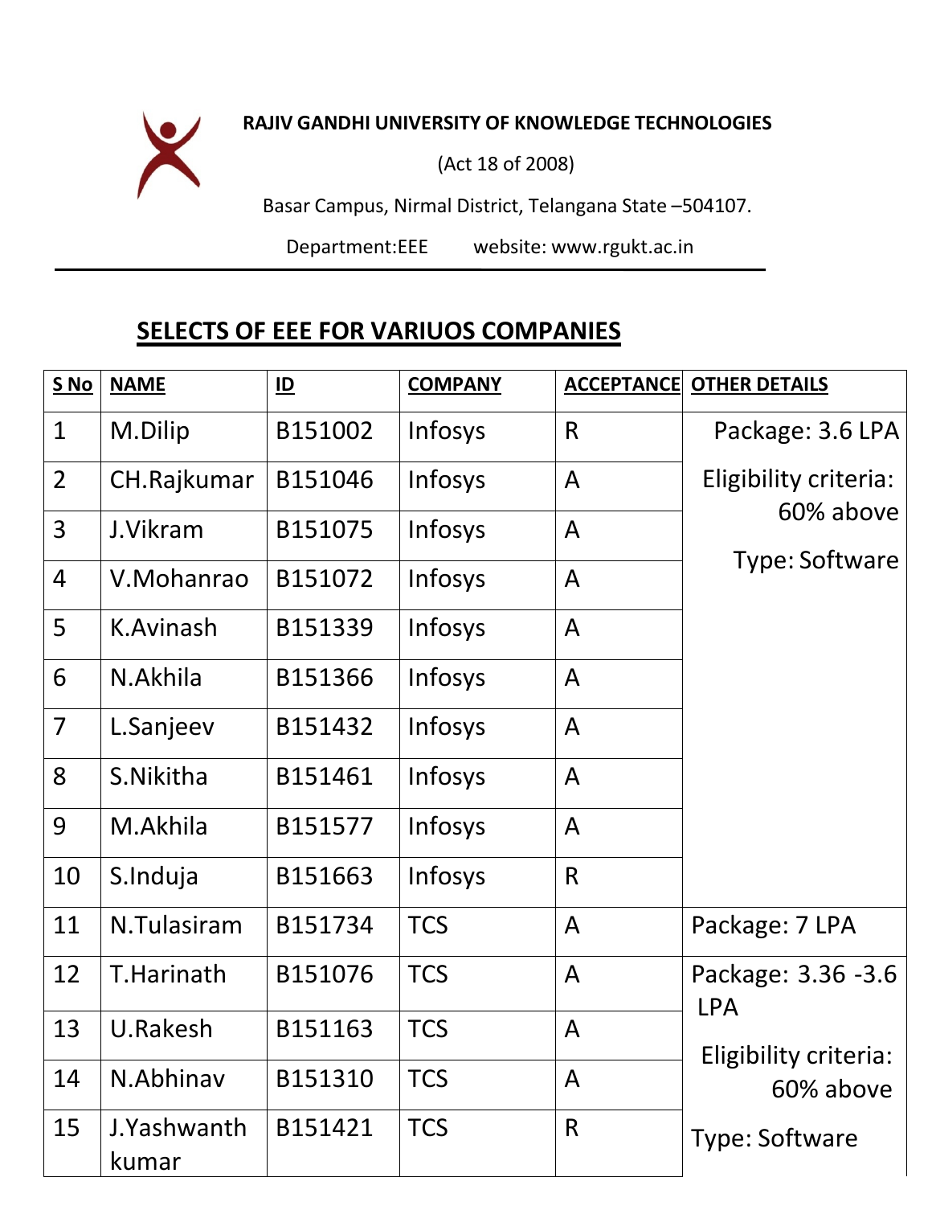**RAJIV GANDHI UNIVERSITY OF KNOWLEDGE TECHNOLOGIES**

(Act 18 of 2008)

Basar Campus, Nirmal District, Telangana State –504107.

Department:EEE website: www.rgukt.ac.in

## SELECTS OF EEE FOR VARIUOS COMPANIES

| S No | NAME | ID | COMPANY | ACCEPTANCE | OTHER DETAILS |
|---|---|---|---|---|---|
| 1 | M.Dilip | B151002 | Infosys | R | Package: 3.6 LPA<br>Eligibility criteria: 60% above<br>Type: Software |
| 2 | CH.Rajkumar | B151046 | Infosys | A | |
| 3 | J.Vikram | B151075 | Infosys | A | |
| 4 | V.Mohanrao | B151072 | Infosys | A | |
| 5 | K.Avinash | B151339 | Infosys | A | |
| 6 | N.Akhila | B151366 | Infosys | A | |
| 7 | L.Sanjeev | B151432 | Infosys | A | |
| 8 | S.Nikitha | B151461 | Infosys | A | |
| 9 | M.Akhila | B151577 | Infosys | A | |
| 10 | S.Induja | B151663 | Infosys | R | |
| 11 | N.Tulasiram | B151734 | TCS | A | Package: 7 LPA |
| 12 | T.Harinath | B151076 | TCS | A | Package: 3.36 -3.6 LPA<br>Eligibility criteria: 60% above<br>Type: Software |
| 13 | U.Rakesh | B151163 | TCS | A | |
| 14 | N.Abhinav | B151310 | TCS | A | |
| 15 | J.Yashwanth kumar | B151421 | TCS | R | |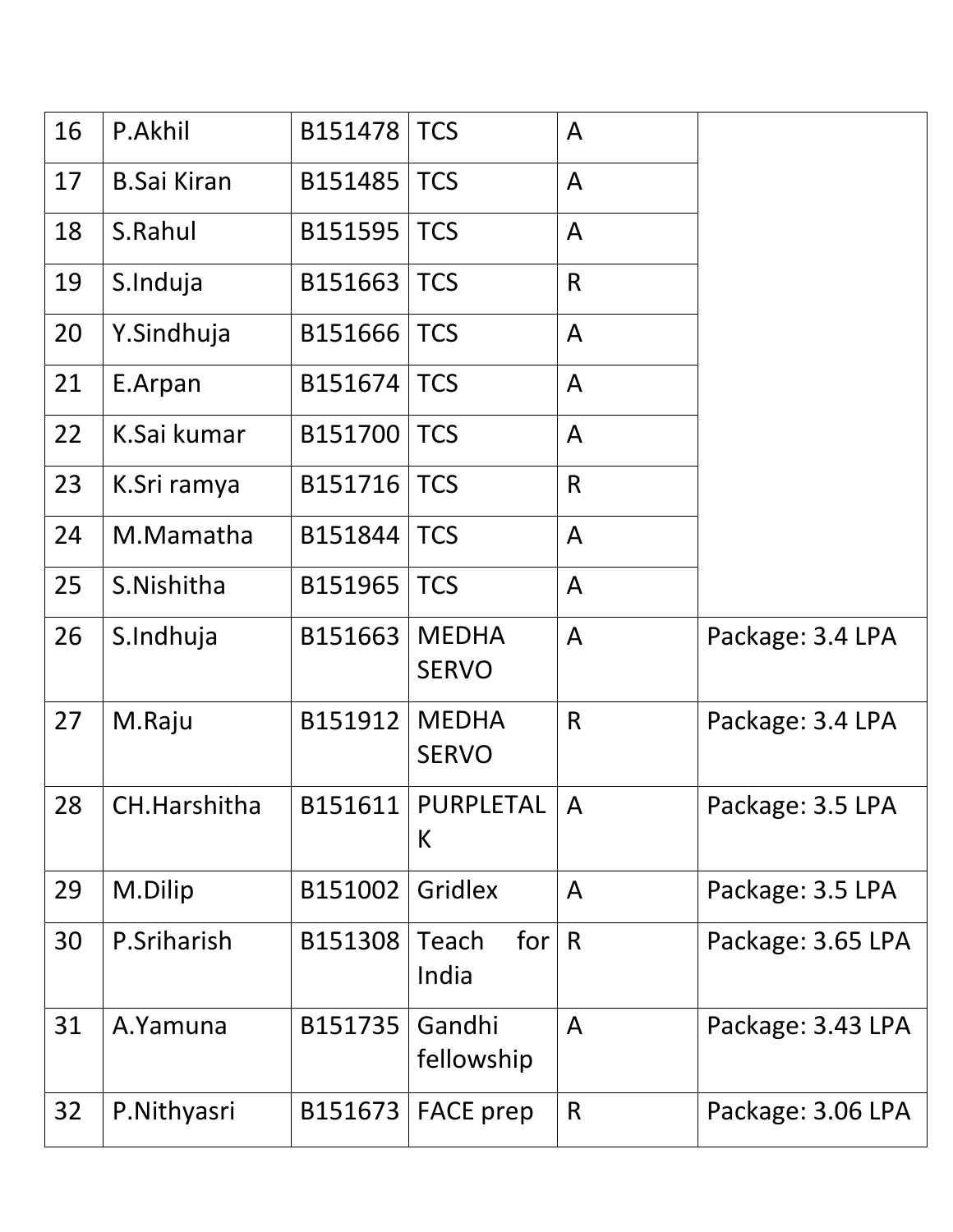| | | | | | |
|---|---|---|---|---|---|
| 16 | P.Akhil | B151478 | TCS | A | |
| 17 | B.Sai Kiran | B151485 | TCS | A | |
| 18 | S.Rahul | B151595 | TCS | A | |
| 19 | S.Induja | B151663 | TCS | R | |
| 20 | Y.Sindhuja | B151666 | TCS | A | |
| 21 | E.Arpan | B151674 | TCS | A | |
| 22 | K.Sai kumar | B151700 | TCS | A | |
| 23 | K.Sri ramya | B151716 | TCS | R | |
| 24 | M.Mamatha | B151844 | TCS | A | |
| 25 | S.Nishitha | B151965 | TCS | A | |
| 26 | S.Indhuja | B151663 | MEDHA SERVO | A | Package: 3.4 LPA |
| 27 | M.Raju | B151912 | MEDHA SERVO | R | Package: 3.4 LPA |
| 28 | CH.Harshitha | B151611 | PURPLETALK | A | Package: 3.5 LPA |
| 29 | M.Dilip | B151002 | Gridlex | A | Package: 3.5 LPA |
| 30 | P.Sriharish | B151308 | Teach for India | R | Package: 3.65 LPA |
| 31 | A.Yamuna | B151735 | Gandhi fellowship | A | Package: 3.43 LPA |
| 32 | P.Nithyasri | B151673 | FACE prep | R | Package: 3.06 LPA |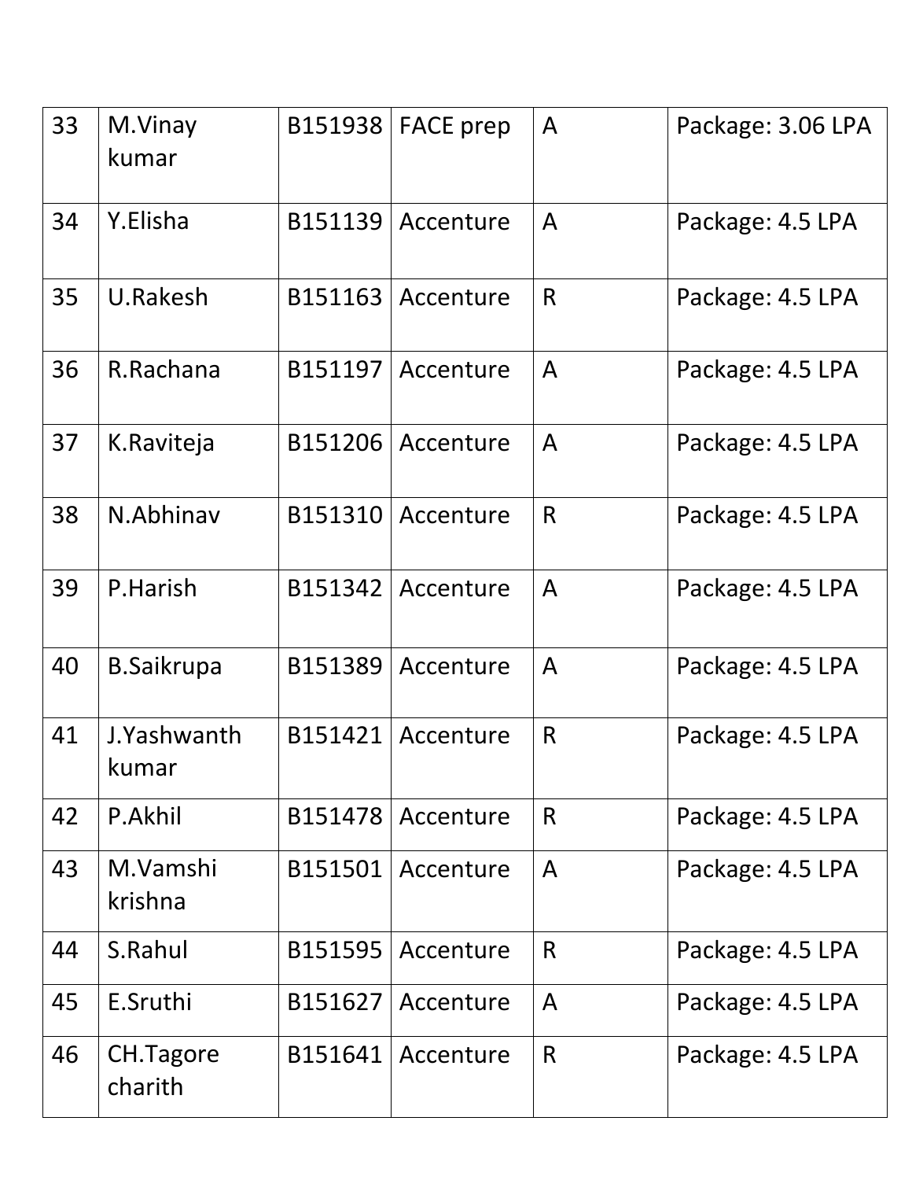| 33 | M.Vinay kumar | B151938 | FACE prep | A | Package: 3.06 LPA |
|---|---|---|---|---|---|
| 34 | Y.Elisha | B151139 | Accenture | A | Package: 4.5 LPA |
| 35 | U.Rakesh | B151163 | Accenture | R | Package: 4.5 LPA |
| 36 | R.Rachana | B151197 | Accenture | A | Package: 4.5 LPA |
| 37 | K.Raviteja | B151206 | Accenture | A | Package: 4.5 LPA |
| 38 | N.Abhinav | B151310 | Accenture | R | Package: 4.5 LPA |
| 39 | P.Harish | B151342 | Accenture | A | Package: 4.5 LPA |
| 40 | B.Saikrupa | B151389 | Accenture | A | Package: 4.5 LPA |
| 41 | J.Yashwanth kumar | B151421 | Accenture | R | Package: 4.5 LPA |
| 42 | P.Akhil | B151478 | Accenture | R | Package: 4.5 LPA |
| 43 | M.Vamshi krishna | B151501 | Accenture | A | Package: 4.5 LPA |
| 44 | S.Rahul | B151595 | Accenture | R | Package: 4.5 LPA |
| 45 | E.Sruthi | B151627 | Accenture | A | Package: 4.5 LPA |
| 46 | CH.Tagore charith | B151641 | Accenture | R | Package: 4.5 LPA |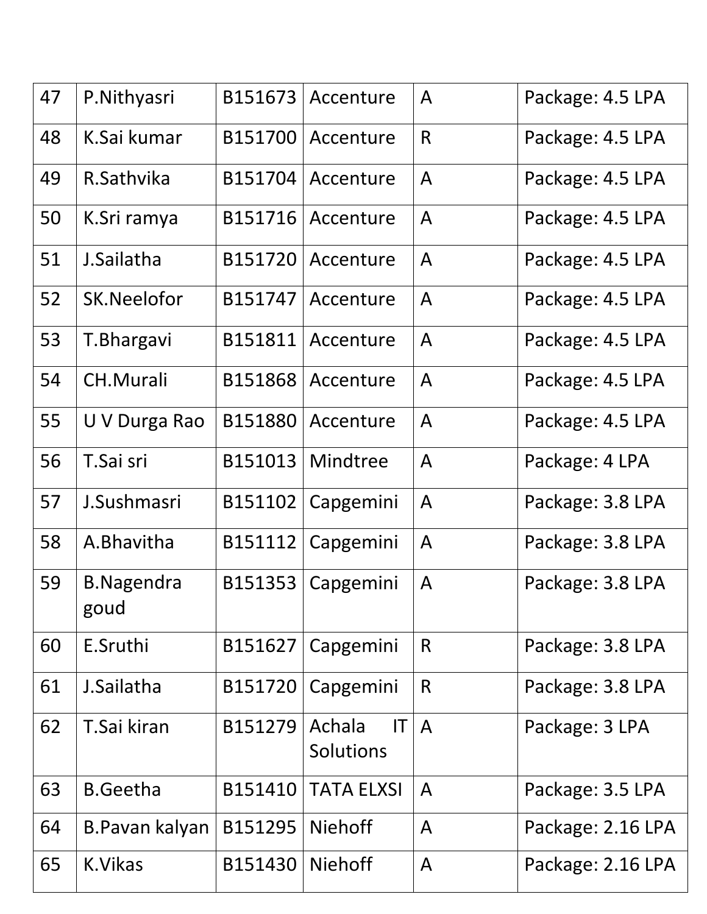| 47 | P.Nithyasri | B151673 | Accenture | A | Package: 4.5 LPA |
|---|---|---|---|---|---|
| 48 | K.Sai kumar | B151700 | Accenture | R | Package: 4.5 LPA |
| 49 | R.Sathvika | B151704 | Accenture | A | Package: 4.5 LPA |
| 50 | K.Sri ramya | B151716 | Accenture | A | Package: 4.5 LPA |
| 51 | J.Sailatha | B151720 | Accenture | A | Package: 4.5 LPA |
| 52 | SK.Neelofor | B151747 | Accenture | A | Package: 4.5 LPA |
| 53 | T.Bhargavi | B151811 | Accenture | A | Package: 4.5 LPA |
| 54 | CH.Murali | B151868 | Accenture | A | Package: 4.5 LPA |
| 55 | U V Durga Rao | B151880 | Accenture | A | Package: 4.5 LPA |
| 56 | T.Sai sri | B151013 | Mindtree | A | Package: 4 LPA |
| 57 | J.Sushmasri | B151102 | Capgemini | A | Package: 3.8 LPA |
| 58 | A.Bhavitha | B151112 | Capgemini | A | Package: 3.8 LPA |
| 59 | B.Nagendra goud | B151353 | Capgemini | A | Package: 3.8 LPA |
| 60 | E.Sruthi | B151627 | Capgemini | R | Package: 3.8 LPA |
| 61 | J.Sailatha | B151720 | Capgemini | R | Package: 3.8 LPA |
| 62 | T.Sai kiran | B151279 | Achala IT Solutions | A | Package: 3 LPA |
| 63 | B.Geetha | B151410 | TATA ELXSI | A | Package: 3.5 LPA |
| 64 | B.Pavan kalyan | B151295 | Niehoff | A | Package: 2.16 LPA |
| 65 | K.Vikas | B151430 | Niehoff | A | Package: 2.16 LPA |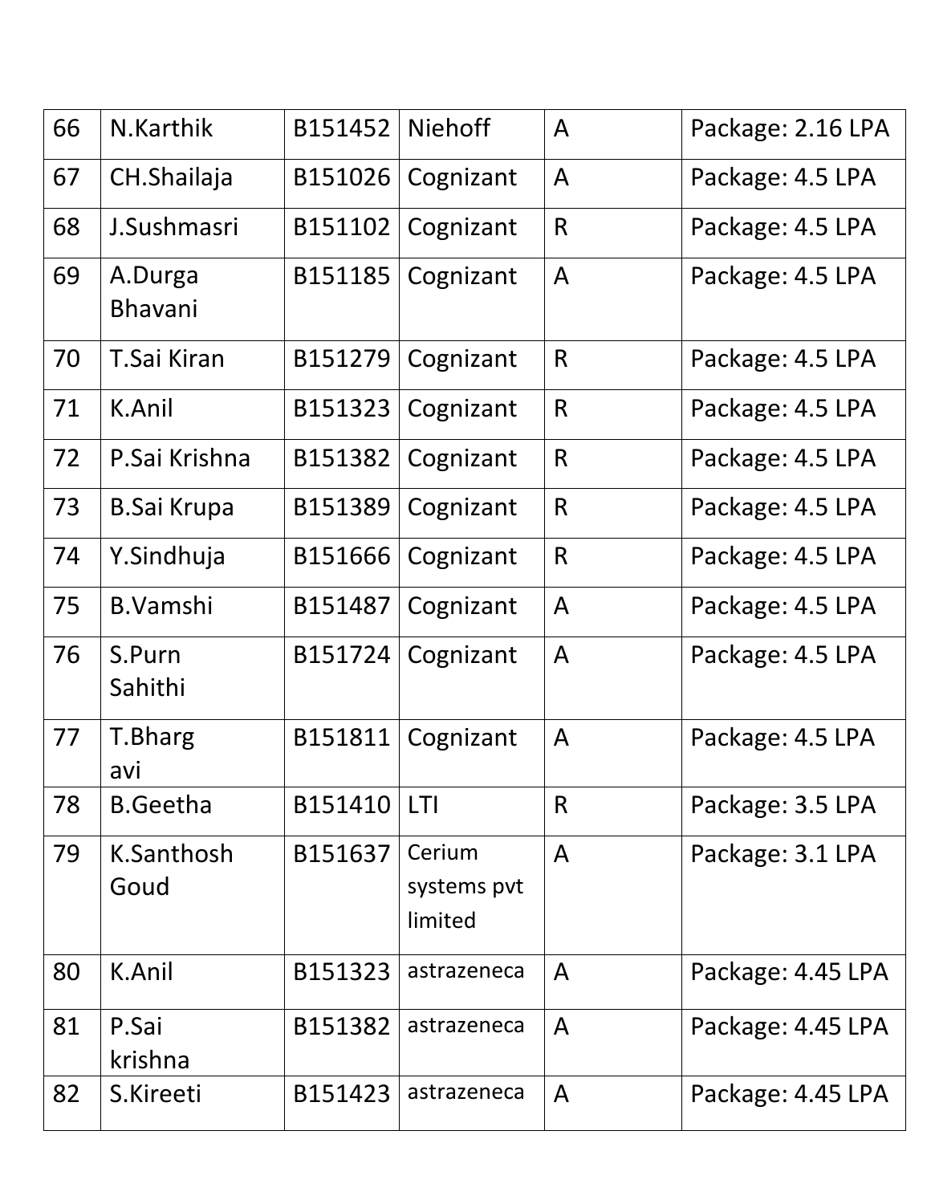| | | | | | |
|---|---|---|---|---|---|
| 66 | N.Karthik | B151452 | Niehoff | A | Package: 2.16 LPA |
| 67 | CH.Shailaja | B151026 | Cognizant | A | Package: 4.5 LPA |
| 68 | J.Sushmasri | B151102 | Cognizant | R | Package: 4.5 LPA |
| 69 | A.Durga Bhavani | B151185 | Cognizant | A | Package: 4.5 LPA |
| 70 | T.Sai Kiran | B151279 | Cognizant | R | Package: 4.5 LPA |
| 71 | K.Anil | B151323 | Cognizant | R | Package: 4.5 LPA |
| 72 | P.Sai Krishna | B151382 | Cognizant | R | Package: 4.5 LPA |
| 73 | B.Sai Krupa | B151389 | Cognizant | R | Package: 4.5 LPA |
| 74 | Y.Sindhuja | B151666 | Cognizant | R | Package: 4.5 LPA |
| 75 | B.Vamshi | B151487 | Cognizant | A | Package: 4.5 LPA |
| 76 | S.Purn Sahithi | B151724 | Cognizant | A | Package: 4.5 LPA |
| 77 | T.Bharg avi | B151811 | Cognizant | A | Package: 4.5 LPA |
| 78 | B.Geetha | B151410 | LTI | R | Package: 3.5 LPA |
| 79 | K.Santhosh Goud | B151637 | Cerium systems pvt limited | A | Package: 3.1 LPA |
| 80 | K.Anil | B151323 | astrazeneca | A | Package: 4.45 LPA |
| 81 | P.Sai krishna | B151382 | astrazeneca | A | Package: 4.45 LPA |
| 82 | S.Kireeti | B151423 | astrazeneca | A | Package: 4.45 LPA |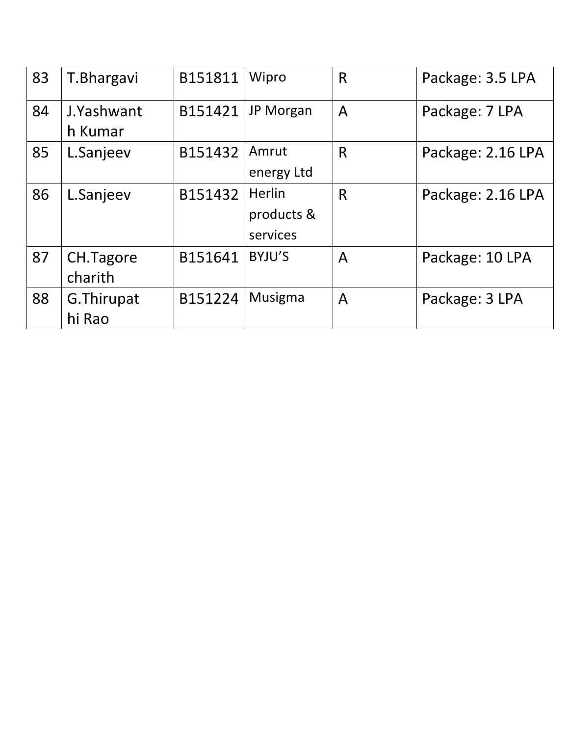| | | | | | |
|---|---|---|---|---|---|
| 83 | T.Bhargavi | B151811 | Wipro | R | Package: 3.5 LPA |
| 84 | J.Yashwanth Kumar | B151421 | JP Morgan | A | Package: 7 LPA |
| 85 | L.Sanjeev | B151432 | Amrut energy Ltd | R | Package: 2.16 LPA |
| 86 | L.Sanjeev | B151432 | Herlin products & services | R | Package: 2.16 LPA |
| 87 | CH.Tagore charith | B151641 | BYJU'S | A | Package: 10 LPA |
| 88 | G.Thirupathi Rao | B151224 | Musigma | A | Package: 3 LPA |